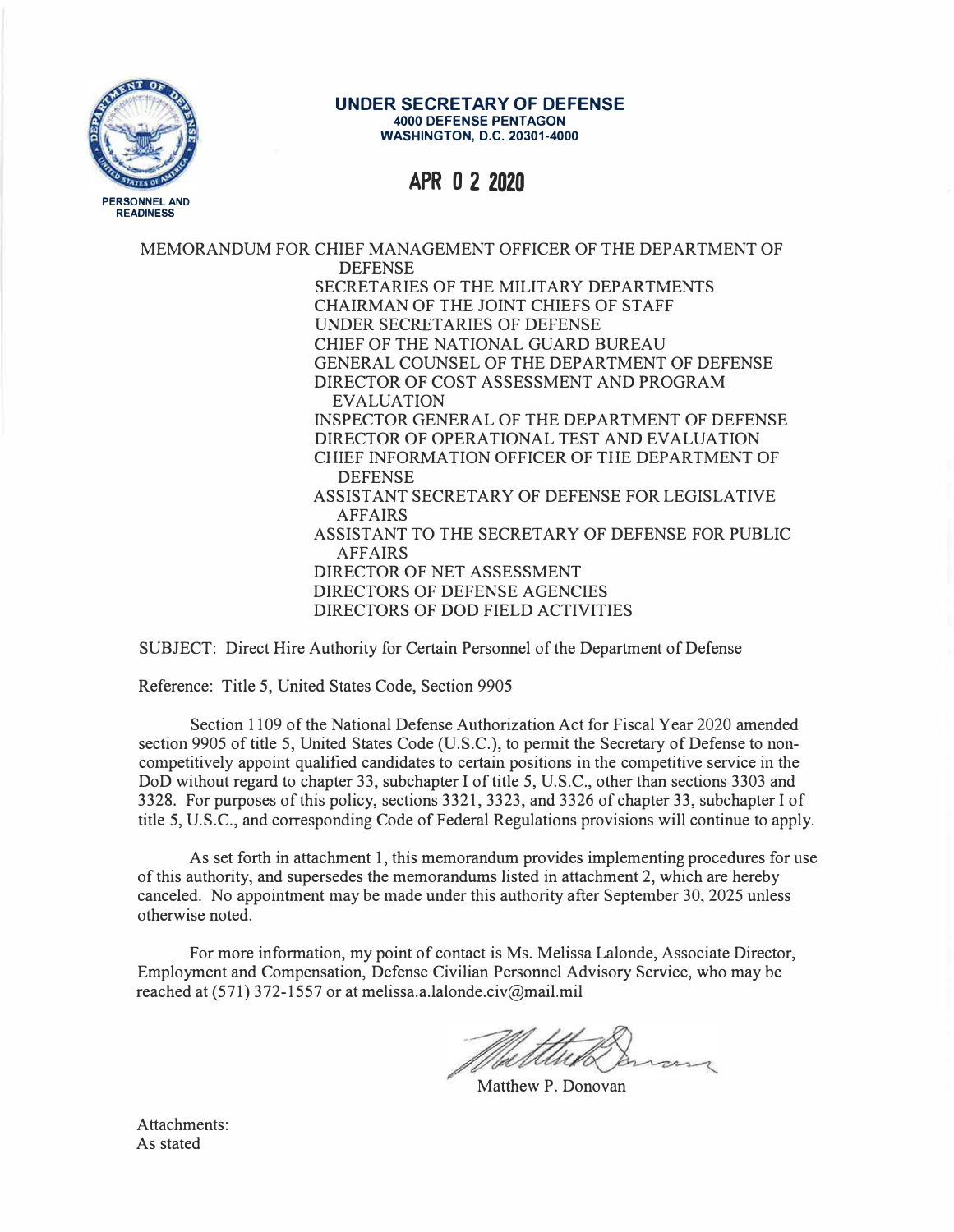**UNDER SECRETARY OF DEFENSE**
**4000 DEFENSE PENTAGON**
**WASHINGTON, D.C. 20301-4000**

**PERSONNEL AND READINESS**

**APR 0 2 2020**

MEMORANDUM FOR CHIEF MANAGEMENT OFFICER OF THE DEPARTMENT OF DEFENSE
SECRETARIES OF THE MILITARY DEPARTMENTS
CHAIRMAN OF THE JOINT CHIEFS OF STAFF
UNDER SECRETARIES OF DEFENSE
CHIEF OF THE NATIONAL GUARD BUREAU
GENERAL COUNSEL OF THE DEPARTMENT OF DEFENSE
DIRECTOR OF COST ASSESSMENT AND PROGRAM EVALUATION
INSPECTOR GENERAL OF THE DEPARTMENT OF DEFENSE
DIRECTOR OF OPERATIONAL TEST AND EVALUATION
CHIEF INFORMATION OFFICER OF THE DEPARTMENT OF DEFENSE
ASSISTANT SECRETARY OF DEFENSE FOR LEGISLATIVE AFFAIRS
ASSISTANT TO THE SECRETARY OF DEFENSE FOR PUBLIC AFFAIRS
DIRECTOR OF NET ASSESSMENT
DIRECTORS OF DEFENSE AGENCIES
DIRECTORS OF DOD FIELD ACTIVITIES

SUBJECT: Direct Hire Authority for Certain Personnel of the Department of Defense

Reference: Title 5, United States Code, Section 9905

Section 1109 of the National Defense Authorization Act for Fiscal Year 2020 amended section 9905 of title 5, United States Code (U.S.C.), to permit the Secretary of Defense to non-competitively appoint qualified candidates to certain positions in the competitive service in the DoD without regard to chapter 33, subchapter I of title 5, U.S.C., other than sections 3303 and 3328. For purposes of this policy, sections 3321, 3323, and 3326 of chapter 33, subchapter I of title 5, U.S.C., and corresponding Code of Federal Regulations provisions will continue to apply.

As set forth in attachment 1, this memorandum provides implementing procedures for use of this authority, and supersedes the memorandums listed in attachment 2, which are hereby canceled. No appointment may be made under this authority after September 30, 2025 unless otherwise noted.

For more information, my point of contact is Ms. Melissa Lalonde, Associate Director, Employment and Compensation, Defense Civilian Personnel Advisory Service, who may be reached at (571) 372-1557 or at melissa.a.lalonde.civ@mail.mil

Matthew P. Donovan

Attachments:
As stated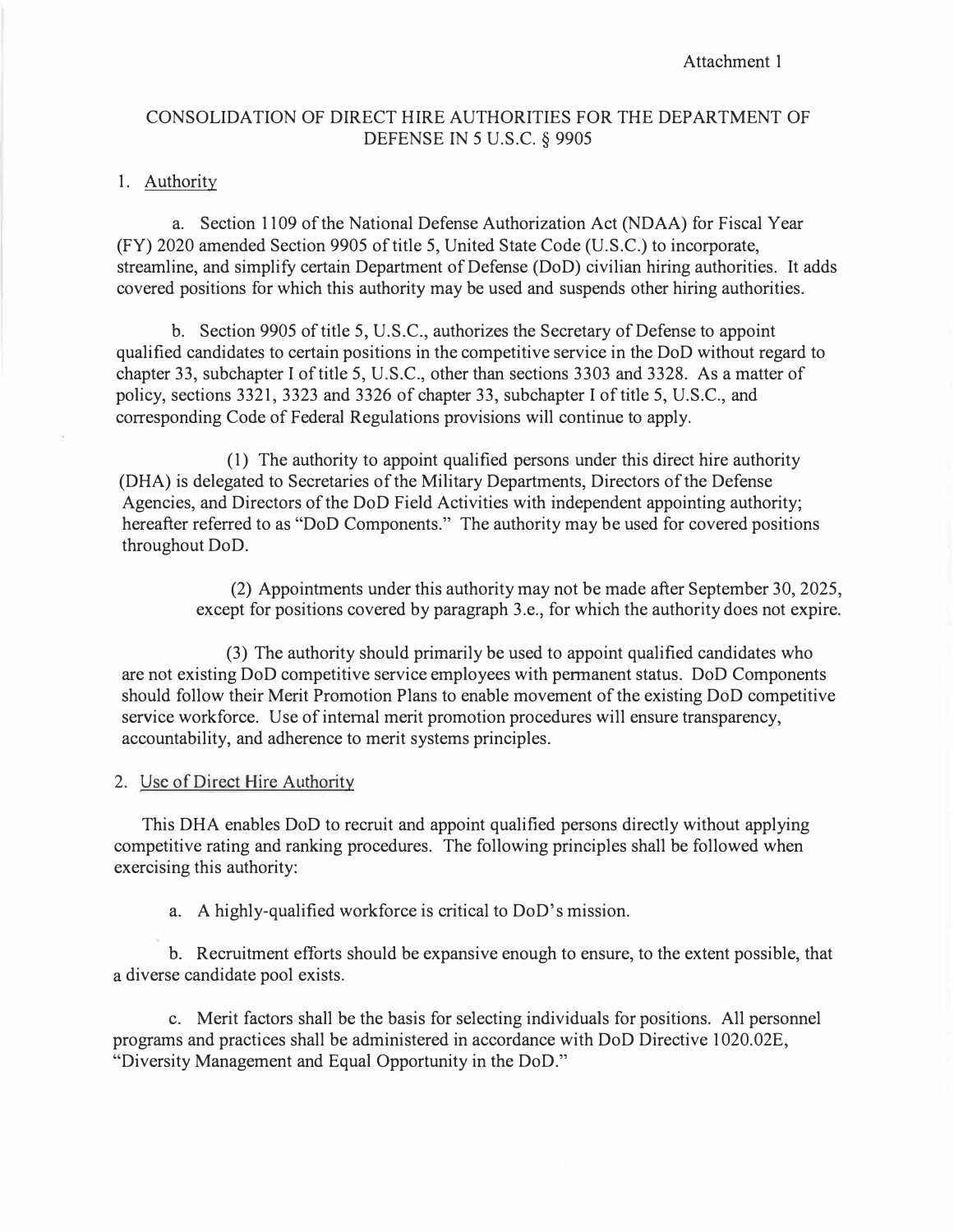Attachment 1

# CONSOLIDATION OF DIRECT HIRE AUTHORITIES FOR THE DEPARTMENT OF DEFENSE IN 5 U.S.C. § 9905

1. Authority

a. Section 1109 of the National Defense Authorization Act (NDAA) for Fiscal Year (FY) 2020 amended Section 9905 of title 5, United State Code (U.S.C.) to incorporate, streamline, and simplify certain Department of Defense (DoD) civilian hiring authorities. It adds covered positions for which this authority may be used and suspends other hiring authorities.

b. Section 9905 of title 5, U.S.C., authorizes the Secretary of Defense to appoint qualified candidates to certain positions in the competitive service in the DoD without regard to chapter 33, subchapter I of title 5, U.S.C., other than sections 3303 and 3328. As a matter of policy, sections 3321, 3323 and 3326 of chapter 33, subchapter I of title 5, U.S.C., and corresponding Code of Federal Regulations provisions will continue to apply.

(1) The authority to appoint qualified persons under this direct hire authority (DHA) is delegated to Secretaries of the Military Departments, Directors of the Defense Agencies, and Directors of the DoD Field Activities with independent appointing authority; hereafter referred to as "DoD Components." The authority may be used for covered positions throughout DoD.

(2) Appointments under this authority may not be made after September 30, 2025, except for positions covered by paragraph 3.e., for which the authority does not expire.

(3) The authority should primarily be used to appoint qualified candidates who are not existing DoD competitive service employees with permanent status. DoD Components should follow their Merit Promotion Plans to enable movement of the existing DoD competitive service workforce. Use of internal merit promotion procedures will ensure transparency, accountability, and adherence to merit systems principles.

2. Use of Direct Hire Authority

This DHA enables DoD to recruit and appoint qualified persons directly without applying competitive rating and ranking procedures. The following principles shall be followed when exercising this authority:

a. A highly-qualified workforce is critical to DoD's mission.

b. Recruitment efforts should be expansive enough to ensure, to the extent possible, that a diverse candidate pool exists.

c. Merit factors shall be the basis for selecting individuals for positions. All personnel programs and practices shall be administered in accordance with DoD Directive 1020.02E, "Diversity Management and Equal Opportunity in the DoD."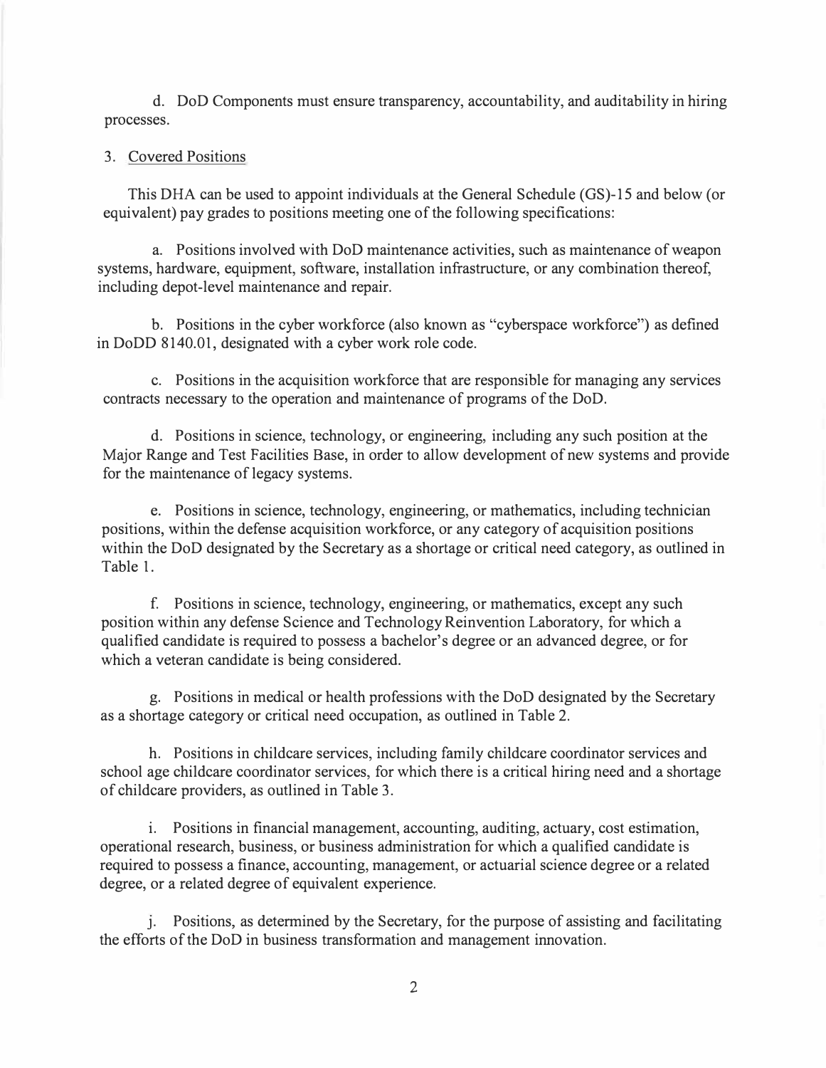d. DoD Components must ensure transparency, accountability, and auditability in hiring processes.

3. Covered Positions

This DHA can be used to appoint individuals at the General Schedule (GS)-15 and below (or equivalent) pay grades to positions meeting one of the following specifications:

a. Positions involved with DoD maintenance activities, such as maintenance of weapon systems, hardware, equipment, software, installation infrastructure, or any combination thereof, including depot-level maintenance and repair.

b. Positions in the cyber workforce (also known as "cyberspace workforce") as defined in DoDD 8140.01, designated with a cyber work role code.

c. Positions in the acquisition workforce that are responsible for managing any services contracts necessary to the operation and maintenance of programs of the DoD.

d. Positions in science, technology, or engineering, including any such position at the Major Range and Test Facilities Base, in order to allow development of new systems and provide for the maintenance of legacy systems.

e. Positions in science, technology, engineering, or mathematics, including technician positions, within the defense acquisition workforce, or any category of acquisition positions within the DoD designated by the Secretary as a shortage or critical need category, as outlined in Table 1.

f. Positions in science, technology, engineering, or mathematics, except any such position within any defense Science and Technology Reinvention Laboratory, for which a qualified candidate is required to possess a bachelor's degree or an advanced degree, or for which a veteran candidate is being considered.

g. Positions in medical or health professions with the DoD designated by the Secretary as a shortage category or critical need occupation, as outlined in Table 2.

h. Positions in childcare services, including family childcare coordinator services and school age childcare coordinator services, for which there is a critical hiring need and a shortage of childcare providers, as outlined in Table 3.

i. Positions in financial management, accounting, auditing, actuary, cost estimation, operational research, business, or business administration for which a qualified candidate is required to possess a finance, accounting, management, or actuarial science degree or a related degree, or a related degree of equivalent experience.

j. Positions, as determined by the Secretary, for the purpose of assisting and facilitating the efforts of the DoD in business transformation and management innovation.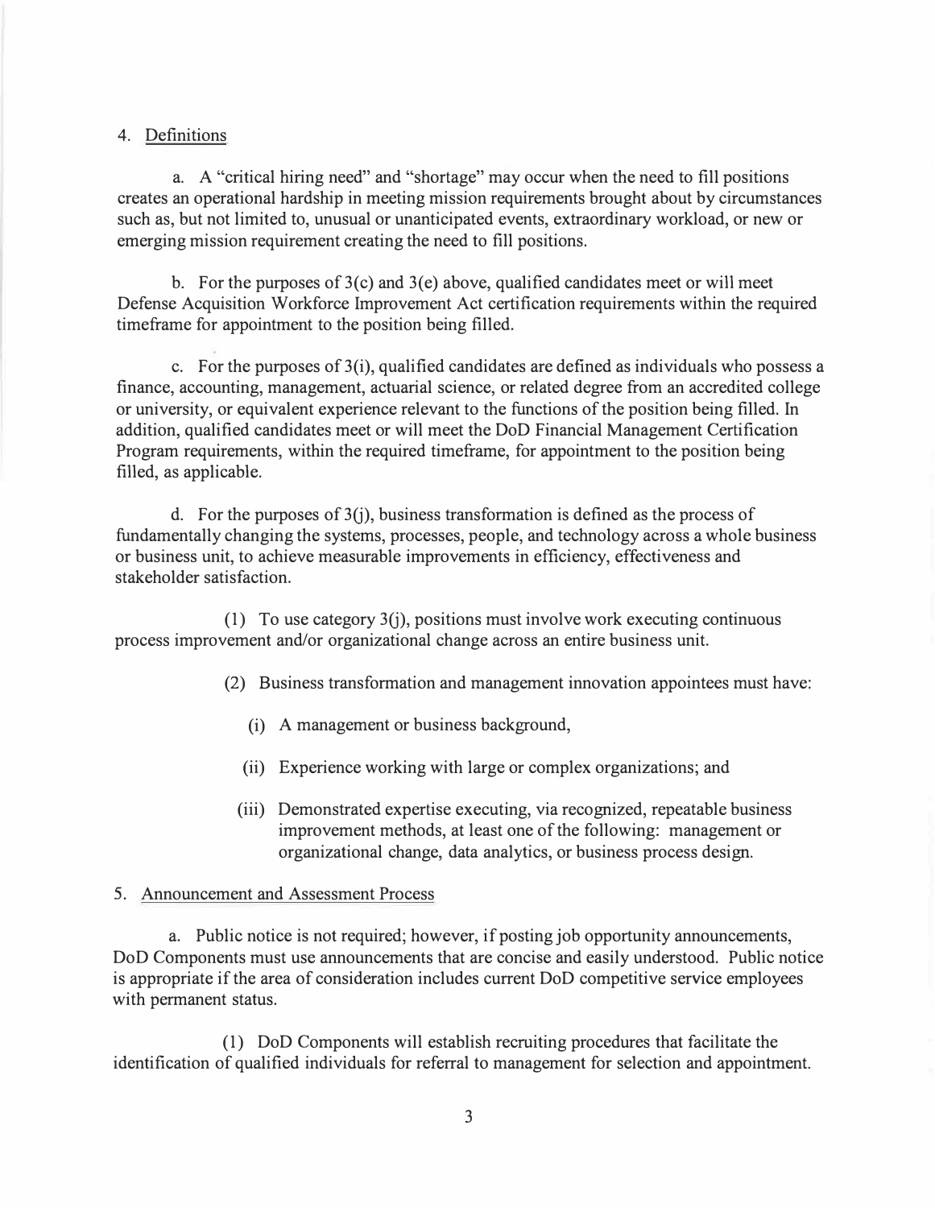4. Definitions

a. A "critical hiring need" and "shortage" may occur when the need to fill positions creates an operational hardship in meeting mission requirements brought about by circumstances such as, but not limited to, unusual or unanticipated events, extraordinary workload, or new or emerging mission requirement creating the need to fill positions.

b. For the purposes of 3(c) and 3(e) above, qualified candidates meet or will meet Defense Acquisition Workforce Improvement Act certification requirements within the required timeframe for appointment to the position being filled.

c. For the purposes of 3(i), qualified candidates are defined as individuals who possess a finance, accounting, management, actuarial science, or related degree from an accredited college or university, or equivalent experience relevant to the functions of the position being filled. In addition, qualified candidates meet or will meet the DoD Financial Management Certification Program requirements, within the required timeframe, for appointment to the position being filled, as applicable.

d. For the purposes of 3(j), business transformation is defined as the process of fundamentally changing the systems, processes, people, and technology across a whole business or business unit, to achieve measurable improvements in efficiency, effectiveness and stakeholder satisfaction.

(1) To use category 3(j), positions must involve work executing continuous process improvement and/or organizational change across an entire business unit.

(2) Business transformation and management innovation appointees must have:

(i) A management or business background,

(ii) Experience working with large or complex organizations; and

(iii) Demonstrated expertise executing, via recognized, repeatable business improvement methods, at least one of the following: management or organizational change, data analytics, or business process design.

5. Announcement and Assessment Process

a. Public notice is not required; however, if posting job opportunity announcements, DoD Components must use announcements that are concise and easily understood. Public notice is appropriate if the area of consideration includes current DoD competitive service employees with permanent status.

(1) DoD Components will establish recruiting procedures that facilitate the identification of qualified individuals for referral to management for selection and appointment.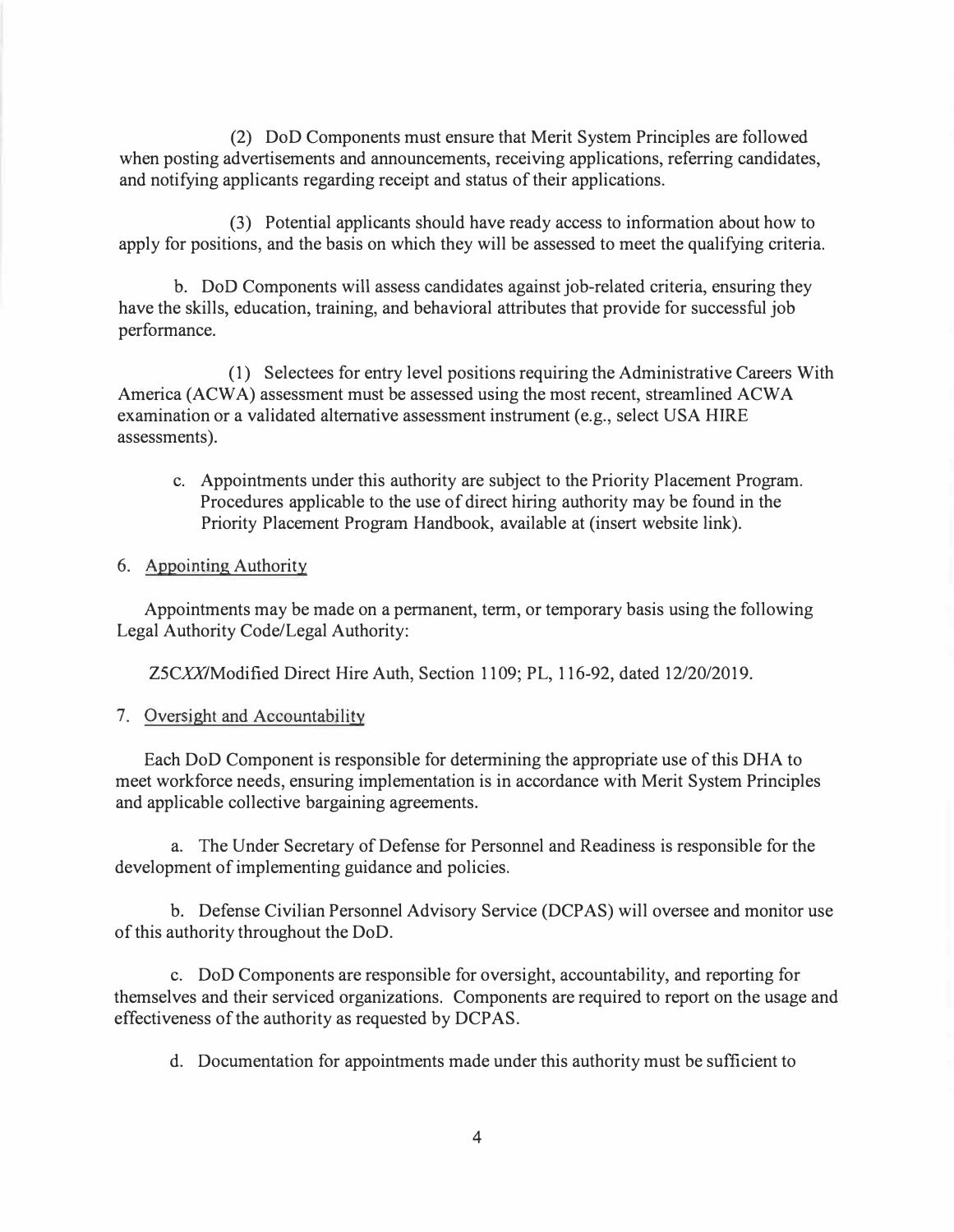(2) DoD Components must ensure that Merit System Principles are followed when posting advertisements and announcements, receiving applications, referring candidates, and notifying applicants regarding receipt and status of their applications.

(3) Potential applicants should have ready access to information about how to apply for positions, and the basis on which they will be assessed to meet the qualifying criteria.

b. DoD Components will assess candidates against job-related criteria, ensuring they have the skills, education, training, and behavioral attributes that provide for successful job performance.

(1) Selectees for entry level positions requiring the Administrative Careers With America (ACWA) assessment must be assessed using the most recent, streamlined ACWA examination or a validated alternative assessment instrument (e.g., select USA HIRE assessments).

c. Appointments under this authority are subject to the Priority Placement Program. Procedures applicable to the use of direct hiring authority may be found in the Priority Placement Program Handbook, available at (insert website link).

6. Appointing Authority

Appointments may be made on a permanent, term, or temporary basis using the following Legal Authority Code/Legal Authority:

Z5C*XX*/Modified Direct Hire Auth, Section 1109; PL, 116-92, dated 12/20/2019.

7. Oversight and Accountability

Each DoD Component is responsible for determining the appropriate use of this DHA to meet workforce needs, ensuring implementation is in accordance with Merit System Principles and applicable collective bargaining agreements.

a. The Under Secretary of Defense for Personnel and Readiness is responsible for the development of implementing guidance and policies.

b. Defense Civilian Personnel Advisory Service (DCPAS) will oversee and monitor use of this authority throughout the DoD.

c. DoD Components are responsible for oversight, accountability, and reporting for themselves and their serviced organizations. Components are required to report on the usage and effectiveness of the authority as requested by DCPAS.

d. Documentation for appointments made under this authority must be sufficient to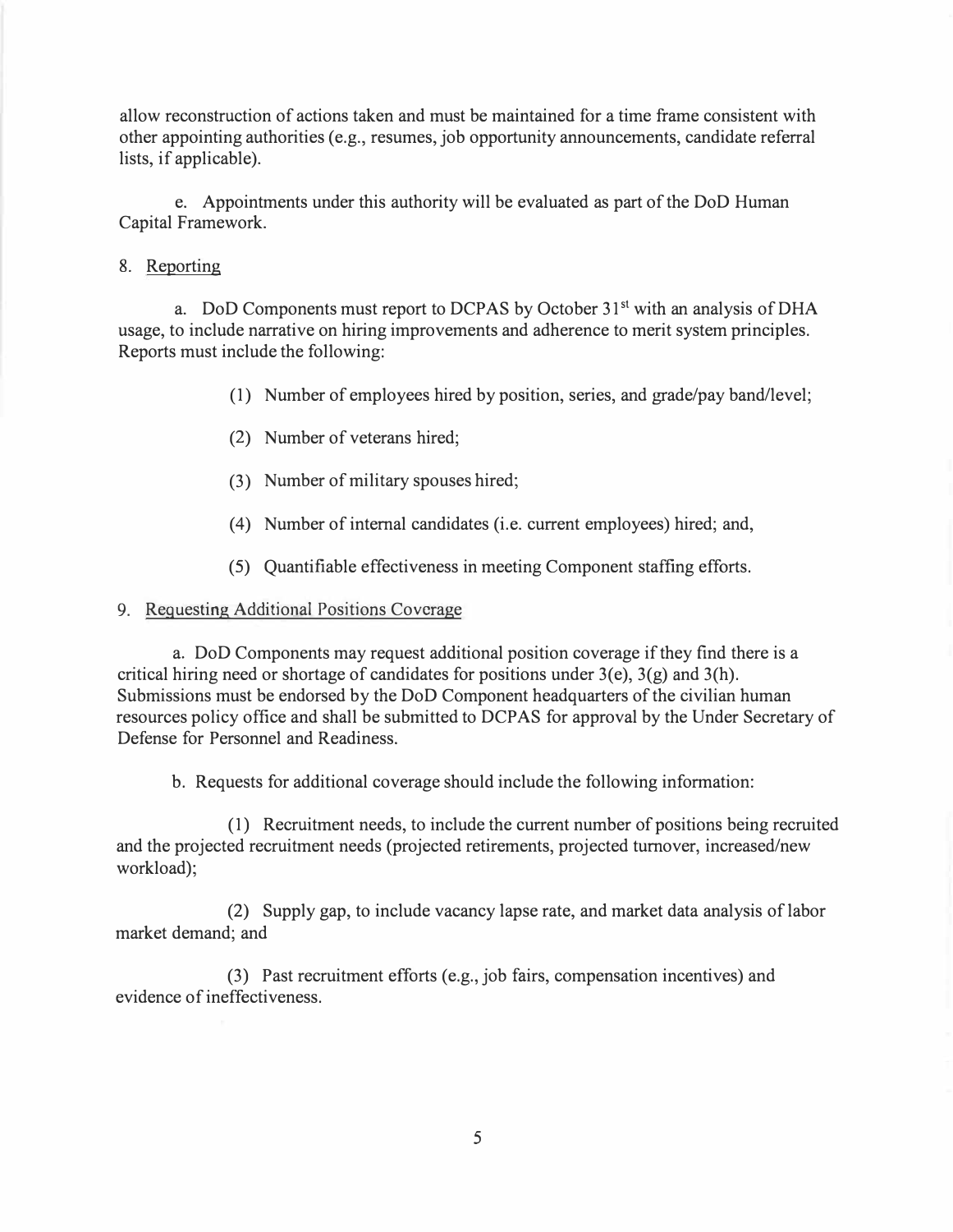allow reconstruction of actions taken and must be maintained for a time frame consistent with other appointing authorities (e.g., resumes, job opportunity announcements, candidate referral lists, if applicable).

e. Appointments under this authority will be evaluated as part of the DoD Human Capital Framework.

8. Reporting

a. DoD Components must report to DCPAS by October 31st with an analysis of DHA usage, to include narrative on hiring improvements and adherence to merit system principles. Reports must include the following:

(1) Number of employees hired by position, series, and grade/pay band/level;

(2) Number of veterans hired;

(3) Number of military spouses hired;

(4) Number of internal candidates (i.e. current employees) hired; and,

(5) Quantifiable effectiveness in meeting Component staffing efforts.

9. Requesting Additional Positions Coverage

a. DoD Components may request additional position coverage if they find there is a critical hiring need or shortage of candidates for positions under 3(e), 3(g) and 3(h). Submissions must be endorsed by the DoD Component headquarters of the civilian human resources policy office and shall be submitted to DCPAS for approval by the Under Secretary of Defense for Personnel and Readiness.

b. Requests for additional coverage should include the following information:

(1) Recruitment needs, to include the current number of positions being recruited and the projected recruitment needs (projected retirements, projected turnover, increased/new workload);

(2) Supply gap, to include vacancy lapse rate, and market data analysis of labor market demand; and

(3) Past recruitment efforts (e.g., job fairs, compensation incentives) and evidence of ineffectiveness.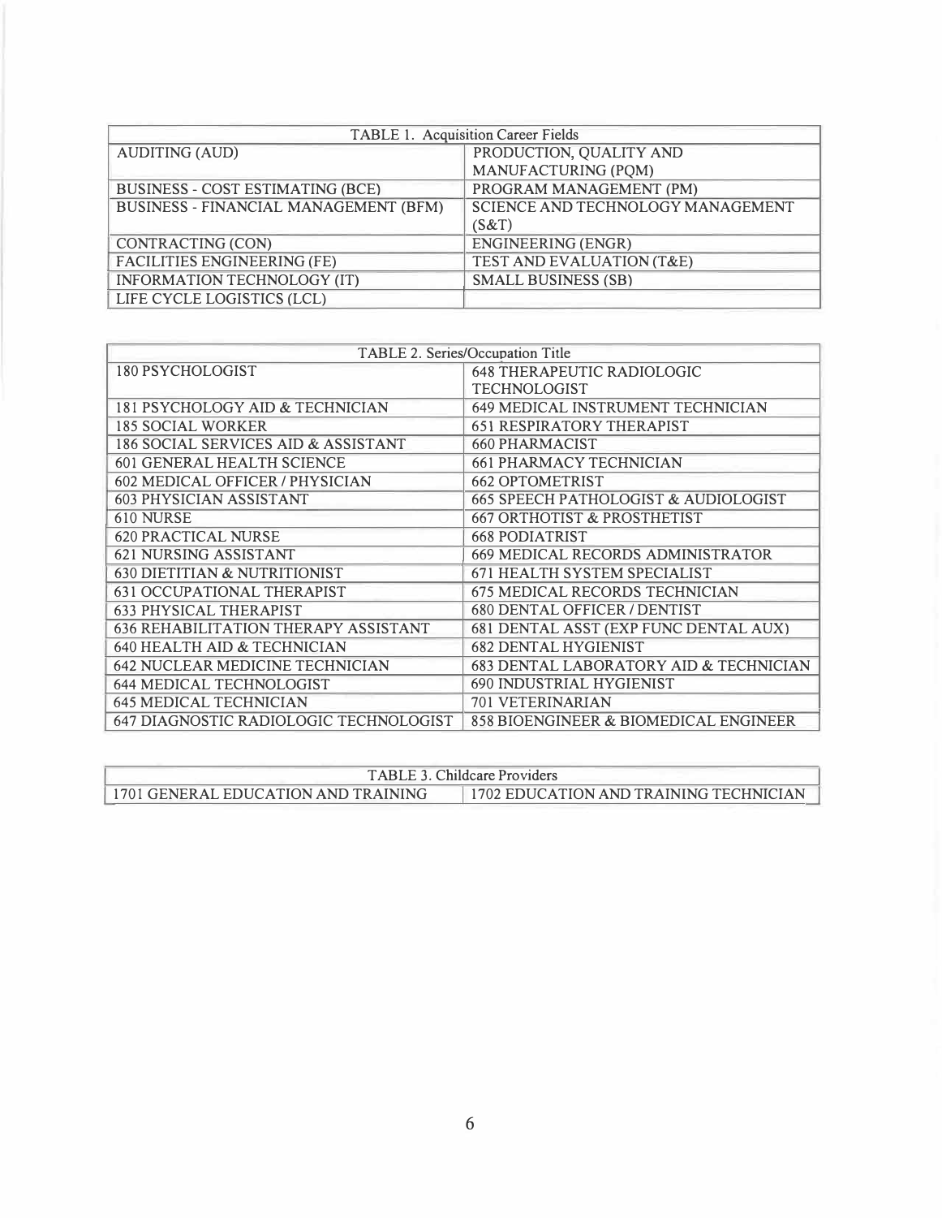| TABLE 1. Acquisition Career Fields | |
|---|---|
| AUDITING (AUD) | PRODUCTION, QUALITY AND MANUFACTURING (PQM) |
| BUSINESS - COST ESTIMATING (BCE) | PROGRAM MANAGEMENT (PM) |
| BUSINESS - FINANCIAL MANAGEMENT (BFM) | SCIENCE AND TECHNOLOGY MANAGEMENT (S&T) |
| CONTRACTING (CON) | ENGINEERING (ENGR) |
| FACILITIES ENGINEERING (FE) | TEST AND EVALUATION (T&E) |
| INFORMATION TECHNOLOGY (IT) | SMALL BUSINESS (SB) |
| LIFE CYCLE LOGISTICS (LCL) | |

| TABLE 2. Series/Occupation Title | |
|---|---|
| 180 PSYCHOLOGIST | 648 THERAPEUTIC RADIOLOGIC TECHNOLOGIST |
| 181 PSYCHOLOGY AID & TECHNICIAN | 649 MEDICAL INSTRUMENT TECHNICIAN |
| 185 SOCIAL WORKER | 651 RESPIRATORY THERAPIST |
| 186 SOCIAL SERVICES AID & ASSISTANT | 660 PHARMACIST |
| 601 GENERAL HEALTH SCIENCE | 661 PHARMACY TECHNICIAN |
| 602 MEDICAL OFFICER / PHYSICIAN | 662 OPTOMETRIST |
| 603 PHYSICIAN ASSISTANT | 665 SPEECH PATHOLOGIST & AUDIOLOGIST |
| 610 NURSE | 667 ORTHOTIST & PROSTHETIST |
| 620 PRACTICAL NURSE | 668 PODIATRIST |
| 621 NURSING ASSISTANT | 669 MEDICAL RECORDS ADMINISTRATOR |
| 630 DIETITIAN & NUTRITIONIST | 671 HEALTH SYSTEM SPECIALIST |
| 631 OCCUPATIONAL THERAPIST | 675 MEDICAL RECORDS TECHNICIAN |
| 633 PHYSICAL THERAPIST | 680 DENTAL OFFICER / DENTIST |
| 636 REHABILITATION THERAPY ASSISTANT | 681 DENTAL ASST (EXP FUNC DENTAL AUX) |
| 640 HEALTH AID & TECHNICIAN | 682 DENTAL HYGIENIST |
| 642 NUCLEAR MEDICINE TECHNICIAN | 683 DENTAL LABORATORY AID & TECHNICIAN |
| 644 MEDICAL TECHNOLOGIST | 690 INDUSTRIAL HYGIENIST |
| 645 MEDICAL TECHNICIAN | 701 VETERINARIAN |
| 647 DIAGNOSTIC RADIOLOGIC TECHNOLOGIST | 858 BIOENGINEER & BIOMEDICAL ENGINEER |

| TABLE 3. Childcare Providers | |
|---|---|
| 1701 GENERAL EDUCATION AND TRAINING | 1702 EDUCATION AND TRAINING TECHNICIAN |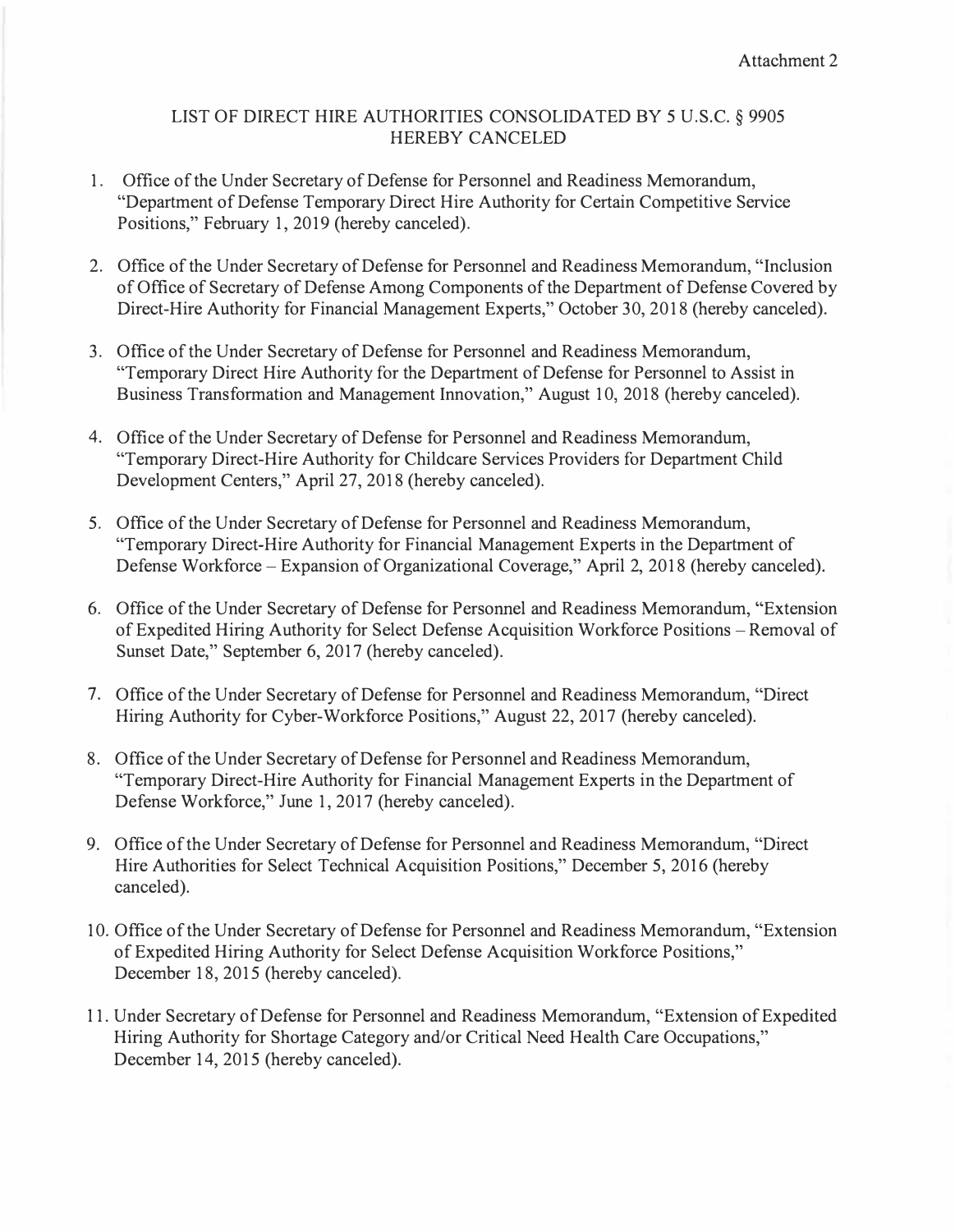Attachment 2

# LIST OF DIRECT HIRE AUTHORITIES CONSOLIDATED BY 5 U.S.C. § 9905 HEREBY CANCELED

1. Office of the Under Secretary of Defense for Personnel and Readiness Memorandum, "Department of Defense Temporary Direct Hire Authority for Certain Competitive Service Positions," February 1, 2019 (hereby canceled).

2. Office of the Under Secretary of Defense for Personnel and Readiness Memorandum, "Inclusion of Office of Secretary of Defense Among Components of the Department of Defense Covered by Direct-Hire Authority for Financial Management Experts," October 30, 2018 (hereby canceled).

3. Office of the Under Secretary of Defense for Personnel and Readiness Memorandum, "Temporary Direct Hire Authority for the Department of Defense for Personnel to Assist in Business Transformation and Management Innovation," August 10, 2018 (hereby canceled).

4. Office of the Under Secretary of Defense for Personnel and Readiness Memorandum, "Temporary Direct-Hire Authority for Childcare Services Providers for Department Child Development Centers," April 27, 2018 (hereby canceled).

5. Office of the Under Secretary of Defense for Personnel and Readiness Memorandum, "Temporary Direct-Hire Authority for Financial Management Experts in the Department of Defense Workforce – Expansion of Organizational Coverage," April 2, 2018 (hereby canceled).

6. Office of the Under Secretary of Defense for Personnel and Readiness Memorandum, "Extension of Expedited Hiring Authority for Select Defense Acquisition Workforce Positions – Removal of Sunset Date," September 6, 2017 (hereby canceled).

7. Office of the Under Secretary of Defense for Personnel and Readiness Memorandum, "Direct Hiring Authority for Cyber-Workforce Positions," August 22, 2017 (hereby canceled).

8. Office of the Under Secretary of Defense for Personnel and Readiness Memorandum, "Temporary Direct-Hire Authority for Financial Management Experts in the Department of Defense Workforce," June 1, 2017 (hereby canceled).

9. Office of the Under Secretary of Defense for Personnel and Readiness Memorandum, "Direct Hire Authorities for Select Technical Acquisition Positions," December 5, 2016 (hereby canceled).

10. Office of the Under Secretary of Defense for Personnel and Readiness Memorandum, "Extension of Expedited Hiring Authority for Select Defense Acquisition Workforce Positions," December 18, 2015 (hereby canceled).

11. Under Secretary of Defense for Personnel and Readiness Memorandum, "Extension of Expedited Hiring Authority for Shortage Category and/or Critical Need Health Care Occupations," December 14, 2015 (hereby canceled).